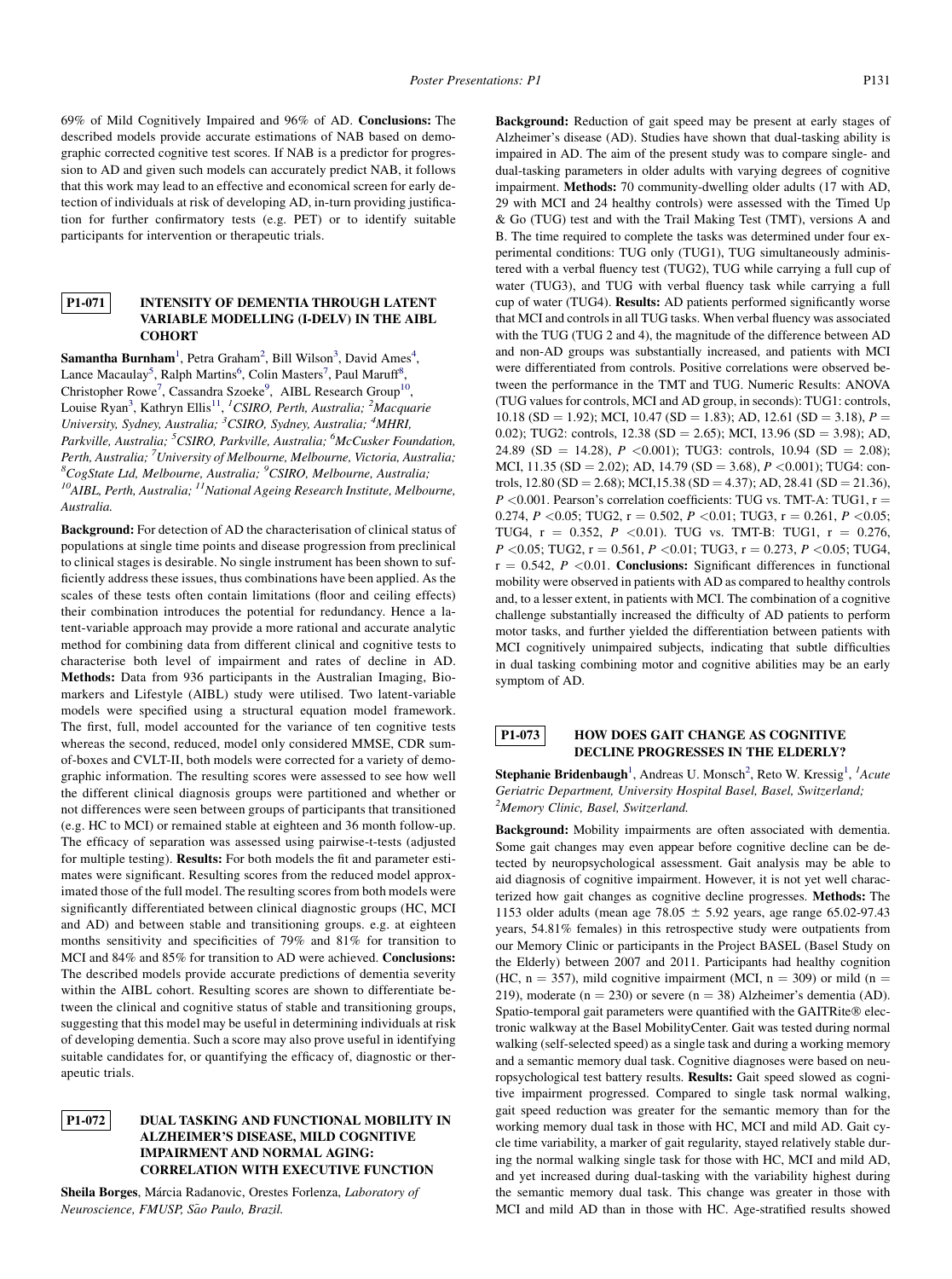69% of Mild Cognitively Impaired and 96% of AD. **Conclusions:** The described models provide accurate estimations of NAB based on demographic corrected cognitive test scores. If NAB is a predictor for progression to AD and given such models can accurately predict NAB, it follows that this work may lead to an effective and economical screen for early detection of individuals at risk of developing AD, in-turn providing justification for further confirmatory tests (e.g. PET) or to identify suitable participants for intervention or therapeutic trials.

## P1-071 INTENSITY OF DEMENTIA THROUGH LATENT VARIABLE MODELLING (I-DELV) IN THE AIBL COHORT

**Samantha Burnham**[1], Petra Graham[2], Bill Wilson[3], David Ames[4], Lance Macaulay[5], Ralph Martins[6], Colin Masters[7], Paul Maruff[8], Christopher Rowe[7], Cassandra Szoeke[9], AIBL Research Group[10], Louise Ryan[3], Kathryn Ellis[11], [1]*CSIRO, Perth, Australia;* [2]*Macquarie University, Sydney, Australia;* [3]*CSIRO, Sydney, Australia;* [4]*MHRI, Parkville, Australia;* [5]*CSIRO, Parkville, Australia;* [6]*McCusker Foundation, Perth, Australia;* [7]*University of Melbourne, Melbourne, Victoria, Australia;* [8]*CogState Ltd, Melbourne, Australia;* [9]*CSIRO, Melbourne, Australia;* [10]*AIBL, Perth, Australia;* [11]*National Ageing Research Institute, Melbourne, Australia.*

**Background:** For detection of AD the characterisation of clinical status of populations at single time points and disease progression from preclinical to clinical stages is desirable. No single instrument has been shown to sufficiently address these issues, thus combinations have been applied. As the scales of these tests often contain limitations (floor and ceiling effects) their combination introduces the potential for redundancy. Hence a latent-variable approach may provide a more rational and accurate analytic method for combining data from different clinical and cognitive tests to characterise both level of impairment and rates of decline in AD. **Methods:** Data from 936 participants in the Australian Imaging, Biomarkers and Lifestyle (AIBL) study were utilised. Two latent-variable models were specified using a structural equation model framework. The first, full, model accounted for the variance of ten cognitive tests whereas the second, reduced, model only considered MMSE, CDR sum-of-boxes and CVLT-II, both models were corrected for a variety of demographic information. The resulting scores were assessed to see how well the different clinical diagnosis groups were partitioned and whether or not differences were seen between groups of participants that transitioned (e.g. HC to MCI) or remained stable at eighteen and 36 month follow-up. The efficacy of separation was assessed using pairwise-t-tests (adjusted for multiple testing). **Results:** For both models the fit and parameter estimates were significant. Resulting scores from the reduced model approximated those of the full model. The resulting scores from both models were significantly differentiated between clinical diagnostic groups (HC, MCI and AD) and between stable and transitioning groups. e.g. at eighteen months sensitivity and specificities of 79% and 81% for transition to MCI and 84% and 85% for transition to AD were achieved. **Conclusions:** The described models provide accurate predictions of dementia severity within the AIBL cohort. Resulting scores are shown to differentiate between the clinical and cognitive status of stable and transitioning groups, suggesting that this model may be useful in determining individuals at risk of developing dementia. Such a score may also prove useful in identifying suitable candidates for, or quantifying the efficacy of, diagnostic or therapeutic trials.

## P1-072 DUAL TASKING AND FUNCTIONAL MOBILITY IN ALZHEIMER'S DISEASE, MILD COGNITIVE IMPAIRMENT AND NORMAL AGING: CORRELATION WITH EXECUTIVE FUNCTION

**Sheila Borges**, Márcia Radanovic, Orestes Forlenza, *Laboratory of Neuroscience, FMUSP, São Paulo, Brazil.*

**Background:** Reduction of gait speed may be present at early stages of Alzheimer's disease (AD). Studies have shown that dual-tasking ability is impaired in AD. The aim of the present study was to compare single- and dual-tasking parameters in older adults with varying degrees of cognitive impairment. **Methods:** 70 community-dwelling older adults (17 with AD, 29 with MCI and 24 healthy controls) were assessed with the Timed Up & Go (TUG) test and with the Trail Making Test (TMT), versions A and B. The time required to complete the tasks was determined under four experimental conditions: TUG only (TUG1), TUG simultaneously administered with a verbal fluency test (TUG2), TUG while carrying a full cup of water (TUG3), and TUG with verbal fluency task while carrying a full cup of water (TUG4). **Results:** AD patients performed significantly worse that MCI and controls in all TUG tasks. When verbal fluency was associated with the TUG (TUG 2 and 4), the magnitude of the difference between AD and non-AD groups was substantially increased, and patients with MCI were differentiated from controls. Positive correlations were observed between the performance in the TMT and TUG. Numeric Results: ANOVA (TUG values for controls, MCI and AD group, in seconds): TUG1: controls, 10.18 (SD = 1.92); MCI, 10.47 (SD = 1.83); AD, 12.61 (SD = 3.18), $P = 0.02$); TUG2: controls, 12.38 (SD = 2.65); MCI, 13.96 (SD = 3.98); AD, 24.89 (SD = 14.28), $P < 0.001$); TUG3: controls, 10.94 (SD = 2.08); MCI, 11.35 (SD = 2.02); AD, 14.79 (SD = 3.68), $P < 0.001$); TUG4: controls, 12.80 (SD = 2.68); MCI,15.38 (SD = 4.37); AD, 28.41 (SD = 21.36), $P < 0.001$. Pearson's correlation coefficients: TUG vs. TMT-A: TUG1, $r = 0.274$, $P < 0.05$; TUG2, $r = 0.502$, $P < 0.01$; TUG3, $r = 0.261$, $P < 0.05$; TUG4, $r = 0.352$, $P < 0.01$). TUG vs. TMT-B: TUG1, $r = 0.276$, $P < 0.05$; TUG2, $r = 0.561$, $P < 0.01$; TUG3, $r = 0.273$, $P < 0.05$; TUG4, $r = 0.542$, $P < 0.01$. **Conclusions:** Significant differences in functional mobility were observed in patients with AD as compared to healthy controls and, to a lesser extent, in patients with MCI. The combination of a cognitive challenge substantially increased the difficulty of AD patients to perform motor tasks, and further yielded the differentiation between patients with MCI cognitively unimpaired subjects, indicating that subtle difficulties in dual tasking combining motor and cognitive abilities may be an early symptom of AD.

## P1-073 HOW DOES GAIT CHANGE AS COGNITIVE DECLINE PROGRESSES IN THE ELDERLY?

**Stephanie Bridenbaugh**[1], Andreas U. Monsch[2], Reto W. Kressig[1], [1]*Acute Geriatric Department, University Hospital Basel, Basel, Switzerland;* [2]*Memory Clinic, Basel, Switzerland.*

**Background:** Mobility impairments are often associated with dementia. Some gait changes may even appear before cognitive decline can be detected by neuropsychological assessment. Gait analysis may be able to aid diagnosis of cognitive impairment. However, it is not yet well characterized how gait changes as cognitive decline progresses. **Methods:** The 1153 older adults (mean age 78.05 ± 5.92 years, age range 65.02-97.43 years, 54.81% females) in this retrospective study were outpatients from our Memory Clinic or participants in the Project BASEL (Basel Study on the Elderly) between 2007 and 2011. Participants had healthy cognition (HC, n = 357), mild cognitive impairment (MCI, n = 309) or mild (n = 219), moderate (n = 230) or severe (n = 38) Alzheimer's dementia (AD). Spatio-temporal gait parameters were quantified with the GAITRite® electronic walkway at the Basel MobilityCenter. Gait was tested during normal walking (self-selected speed) as a single task and during a working memory and a semantic memory dual task. Cognitive diagnoses were based on neuropsychological test battery results. **Results:** Gait speed slowed as cognitive impairment progressed. Compared to single task normal walking, gait speed reduction was greater for the semantic memory than for the working memory dual task in those with HC, MCI and mild AD. Gait cycle time variability, a marker of gait regularity, stayed relatively stable during the normal walking single task for those with HC, MCI and mild AD, and yet increased during dual-tasking with the variability highest during the semantic memory dual task. This change was greater in those with MCI and mild AD than in those with HC. Age-stratified results showed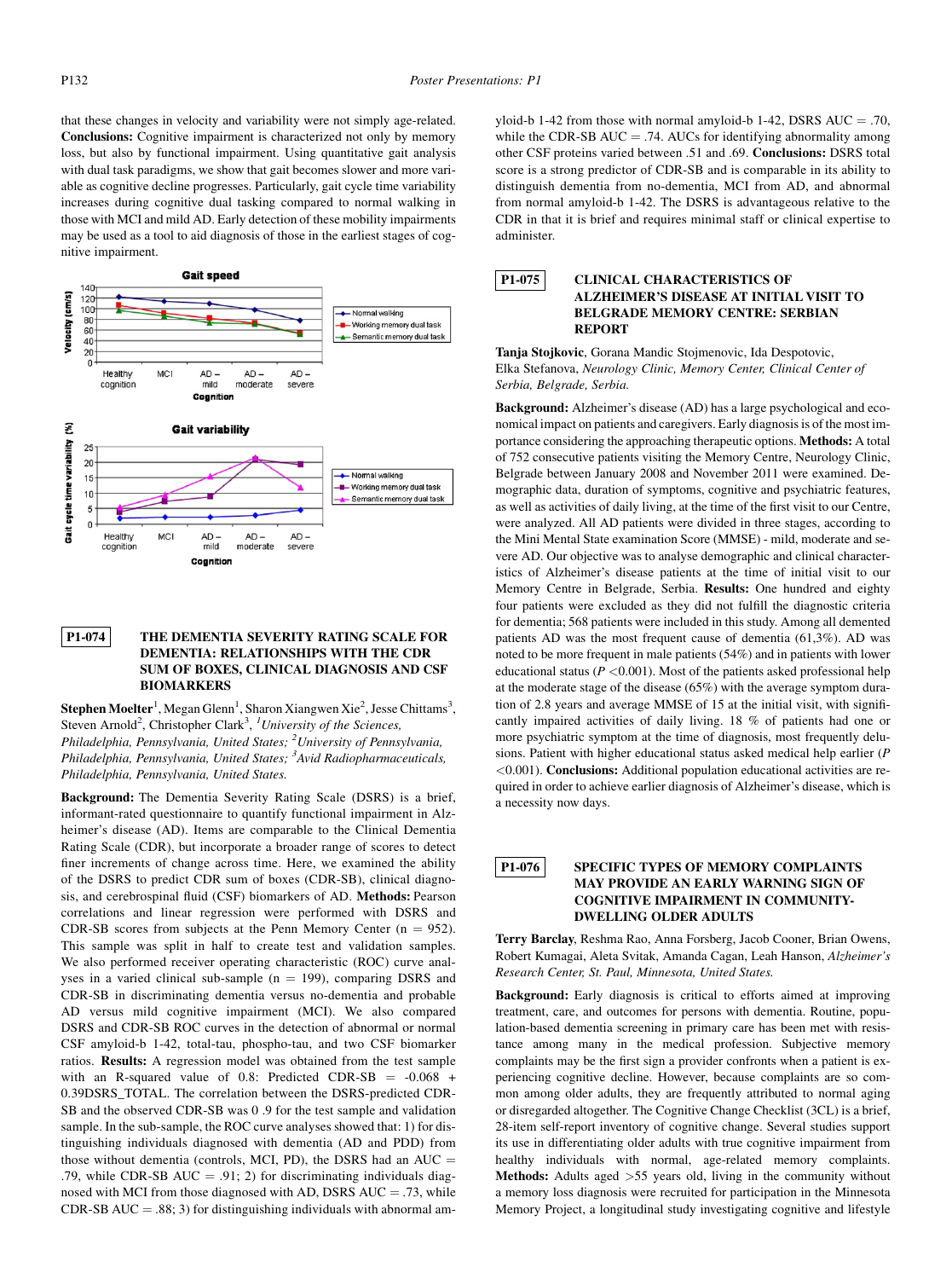that these changes in velocity and variability were not simply age-related. **Conclusions:** Cognitive impairment is characterized not only by memory loss, but also by functional impairment. Using quantitative gait analysis with dual task paradigms, we show that gait becomes slower and more variable as cognitive decline progresses. Particularly, gait cycle time variability increases during cognitive dual tasking compared to normal walking in those with MCI and mild AD. Early detection of these mobility impairments may be used as a tool to aid diagnosis of those in the earliest stages of cognitive impairment.

Gait speed

Velocity (cm/s)

140
120
100
80
60
40
20
0

Healthy cognition
MCI
AD – mild
AD – moderate
AD – severe

Cognition

Normal walking
Working memory dual task
Semantic memory dual task

Gait variability

Gait cycle time variability (%)

25
20
15
10
5
0

Healthy cognition
MCI
AD – mild
AD – moderate
AD – severe

Cognition

Normal walking
Working memory dual task
Semantic memory dual task

## P1-074 THE DEMENTIA SEVERITY RATING SCALE FOR DEMENTIA: RELATIONSHIPS WITH THE CDR SUM OF BOXES, CLINICAL DIAGNOSIS AND CSF BIOMARKERS

**Stephen Moelter**[1], Megan Glenn[1], Sharon Xiangwen Xie[2], Jesse Chittams[3], Steven Arnold[2], Christopher Clark[3], [1]*University of the Sciences, Philadelphia, Pennsylvania, United States;* [2]*University of Pennsylvania, Philadelphia, Pennsylvania, United States;* [3]*Avid Radiopharmaceuticals, Philadelphia, Pennsylvania, United States.*

**Background:** The Dementia Severity Rating Scale (DSRS) is a brief, informant-rated questionnaire to quantify functional impairment in Alzheimer's disease (AD). Items are comparable to the Clinical Dementia Rating Scale (CDR), but incorporate a broader range of scores to detect finer increments of change across time. Here, we examined the ability of the DSRS to predict CDR sum of boxes (CDR-SB), clinical diagnosis, and cerebrospinal fluid (CSF) biomarkers of AD. **Methods:** Pearson correlations and linear regression were performed with DSRS and CDR-SB scores from subjects at the Penn Memory Center (n = 952). This sample was split in half to create test and validation samples. We also performed receiver operating characteristic (ROC) curve analyses in a varied clinical sub-sample (n = 199), comparing DSRS and CDR-SB in discriminating dementia versus no-dementia and probable AD versus mild cognitive impairment (MCI). We also compared DSRS and CDR-SB ROC curves in the detection of abnormal or normal CSF amyloid-b 1-42, total-tau, phospho-tau, and two CSF biomarker ratios. **Results:** A regression model was obtained from the test sample with an R-squared value of 0.8: Predicted CDR-SB = -0.068 + 0.39DSRS_TOTAL. The correlation between the DSRS-predicted CDR-SB and the observed CDR-SB was 0 .9 for the test sample and validation sample. In the sub-sample, the ROC curve analyses showed that: 1) for distinguishing individuals diagnosed with dementia (AD and PDD) from those without dementia (controls, MCI, PD), the DSRS had an AUC = .79, while CDR-SB AUC = .91; 2) for discriminating individuals diagnosed with MCI from those diagnosed with AD, DSRS AUC = .73, while CDR-SB AUC = .88; 3) for distinguishing individuals with abnormal amyloid-b 1-42 from those with normal amyloid-b 1-42, DSRS AUC = .70, while the CDR-SB AUC = .74. AUCs for identifying abnormality among other CSF proteins varied between .51 and .69. **Conclusions:** DSRS total score is a strong predictor of CDR-SB and is comparable in its ability to distinguish dementia from no-dementia, MCI from AD, and abnormal from normal amyloid-b 1-42. The DSRS is advantageous relative to the CDR in that it is brief and requires minimal staff or clinical expertise to administer.

## P1-075 CLINICAL CHARACTERISTICS OF ALZHEIMER'S DISEASE AT INITIAL VISIT TO BELGRADE MEMORY CENTRE: SERBIAN REPORT

**Tanja Stojkovic**, Gorana Mandic Stojmenovic, Ida Despotovic, Elka Stefanova, *Neurology Clinic, Memory Center, Clinical Center of Serbia, Belgrade, Serbia.*

**Background:** Alzheimer's disease (AD) has a large psychological and economical impact on patients and caregivers. Early diagnosis is of the most importance considering the approaching therapeutic options. **Methods:** A total of 752 consecutive patients visiting the Memory Centre, Neurology Clinic, Belgrade between January 2008 and November 2011 were examined. Demographic data, duration of symptoms, cognitive and psychiatric features, as well as activities of daily living, at the time of the first visit to our Centre, were analyzed. All AD patients were divided in three stages, according to the Mini Mental State examination Score (MMSE) - mild, moderate and severe AD. Our objective was to analyse demographic and clinical characteristics of Alzheimer's disease patients at the time of initial visit to our Memory Centre in Belgrade, Serbia. **Results:** One hundred and eighty four patients were excluded as they did not fulfill the diagnostic criteria for dementia; 568 patients were included in this study. Among all demented patients AD was the most frequent cause of dementia (61,3%). AD was noted to be more frequent in male patients (54%) and in patients with lower educational status ($P$ <0.001). Most of the patients asked professional help at the moderate stage of the disease (65%) with the average symptom duration of 2.8 years and average MMSE of 15 at the initial visit, with significantly impaired activities of daily living. 18 % of patients had one or more psychiatric symptom at the time of diagnosis, most frequently delusions. Patient with higher educational status asked medical help earlier ($P$ <0.001). **Conclusions:** Additional population educational activities are required in order to achieve earlier diagnosis of Alzheimer's disease, which is a necessity now days.

## P1-076 SPECIFIC TYPES OF MEMORY COMPLAINTS MAY PROVIDE AN EARLY WARNING SIGN OF COGNITIVE IMPAIRMENT IN COMMUNITY-DWELLING OLDER ADULTS

**Terry Barclay**, Reshma Rao, Anna Forsberg, Jacob Cooner, Brian Owens, Robert Kumagai, Aleta Svitak, Amanda Cagan, Leah Hanson, *Alzheimer's Research Center, St. Paul, Minnesota, United States.*

**Background:** Early diagnosis is critical to efforts aimed at improving treatment, care, and outcomes for persons with dementia. Routine, population-based dementia screening in primary care has been met with resistance among many in the medical profession. Subjective memory complaints may be the first sign a provider confronts when a patient is experiencing cognitive decline. However, because complaints are so common among older adults, they are frequently attributed to normal aging or disregarded altogether. The Cognitive Change Checklist (3CL) is a brief, 28-item self-report inventory of cognitive change. Several studies support its use in differentiating older adults with true cognitive impairment from healthy individuals with normal, age-related memory complaints. **Methods:** Adults aged >55 years old, living in the community without a memory loss diagnosis were recruited for participation in the Minnesota Memory Project, a longitudinal study investigating cognitive and lifestyle